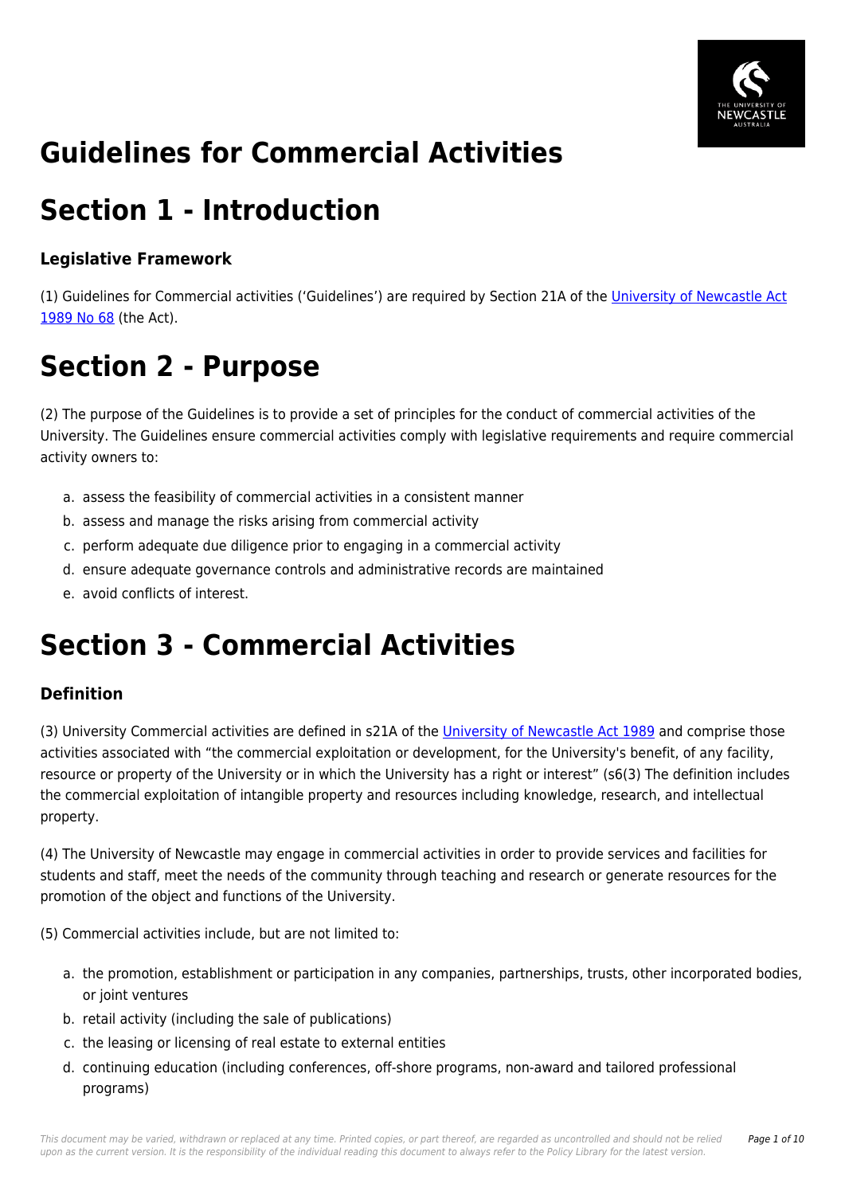# Guidelines for Commercial Activities

# Section 1 - Introduction

### Legislative Framework

(1) Guidelines for Commercial activities ('Guidelines') are required by Section 21A of the University of Newcastle Act 1989 No 68 (the Act).

# Section 2 - Purpose

(2) The purpose of the Guidelines is to provide a set of principles for the conduct of commercial activities of the University. The Guidelines ensure commercial activities comply with legislative requirements and require commercial activity owners to:

a. assess the feasibility of commercial activities in a consistent manner
b. assess and manage the risks arising from commercial activity
c. perform adequate due diligence prior to engaging in a commercial activity
d. ensure adequate governance controls and administrative records are maintained
e. avoid conflicts of interest.

# Section 3 - Commercial Activities

### Definition

(3) University Commercial activities are defined in s21A of the University of Newcastle Act 1989 and comprise those activities associated with "the commercial exploitation or development, for the University's benefit, of any facility, resource or property of the University or in which the University has a right or interest" (s6(3) The definition includes the commercial exploitation of intangible property and resources including knowledge, research, and intellectual property.

(4) The University of Newcastle may engage in commercial activities in order to provide services and facilities for students and staff, meet the needs of the community through teaching and research or generate resources for the promotion of the object and functions of the University.

(5) Commercial activities include, but are not limited to:

a. the promotion, establishment or participation in any companies, partnerships, trusts, other incorporated bodies, or joint ventures
b. retail activity (including the sale of publications)
c. the leasing or licensing of real estate to external entities
d. continuing education (including conferences, off-shore programs, non-award and tailored professional programs)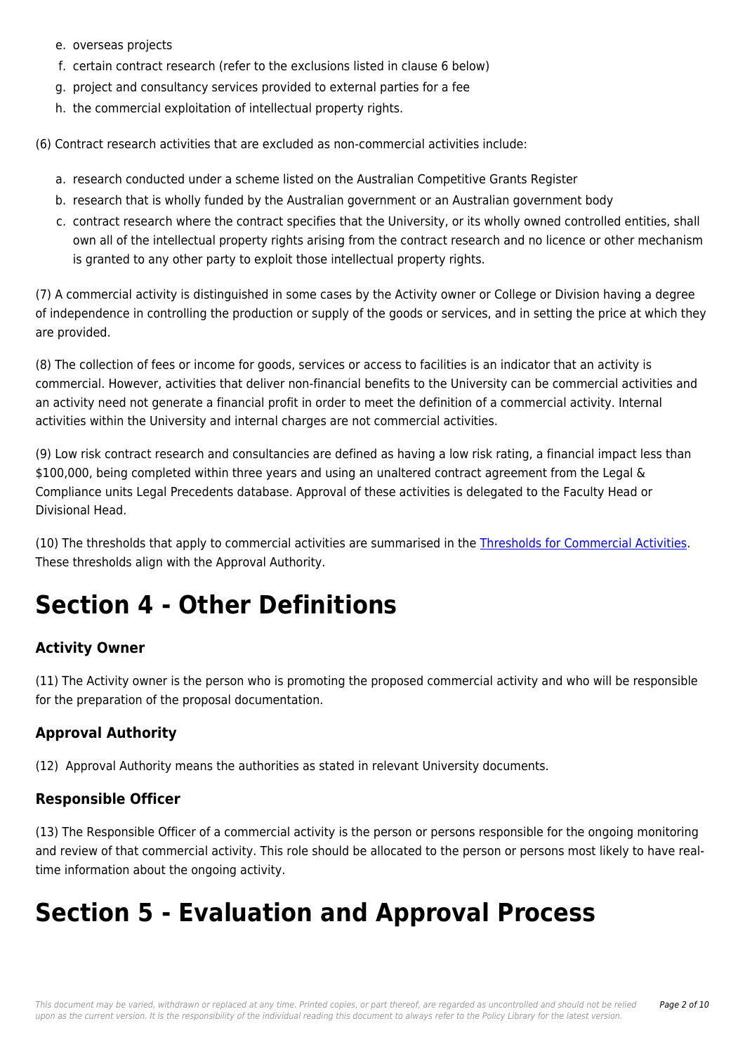e. overseas projects
f. certain contract research (refer to the exclusions listed in clause 6 below)
g. project and consultancy services provided to external parties for a fee
h. the commercial exploitation of intellectual property rights.

(6) Contract research activities that are excluded as non-commercial activities include:

a. research conducted under a scheme listed on the Australian Competitive Grants Register
b. research that is wholly funded by the Australian government or an Australian government body
c. contract research where the contract specifies that the University, or its wholly owned controlled entities, shall own all of the intellectual property rights arising from the contract research and no licence or other mechanism is granted to any other party to exploit those intellectual property rights.

(7) A commercial activity is distinguished in some cases by the Activity owner or College or Division having a degree of independence in controlling the production or supply of the goods or services, and in setting the price at which they are provided.

(8) The collection of fees or income for goods, services or access to facilities is an indicator that an activity is commercial. However, activities that deliver non-financial benefits to the University can be commercial activities and an activity need not generate a financial profit in order to meet the definition of a commercial activity. Internal activities within the University and internal charges are not commercial activities.

(9) Low risk contract research and consultancies are defined as having a low risk rating, a financial impact less than $100,000, being completed within three years and using an unaltered contract agreement from the Legal & Compliance units Legal Precedents database. Approval of these activities is delegated to the Faculty Head or Divisional Head.

(10) The thresholds that apply to commercial activities are summarised in the Thresholds for Commercial Activities. These thresholds align with the Approval Authority.

# Section 4 - Other Definitions

### Activity Owner

(11) The Activity owner is the person who is promoting the proposed commercial activity and who will be responsible for the preparation of the proposal documentation.

### Approval Authority

(12) Approval Authority means the authorities as stated in relevant University documents.

### Responsible Officer

(13) The Responsible Officer of a commercial activity is the person or persons responsible for the ongoing monitoring and review of that commercial activity. This role should be allocated to the person or persons most likely to have real-time information about the ongoing activity.

# Section 5 - Evaluation and Approval Process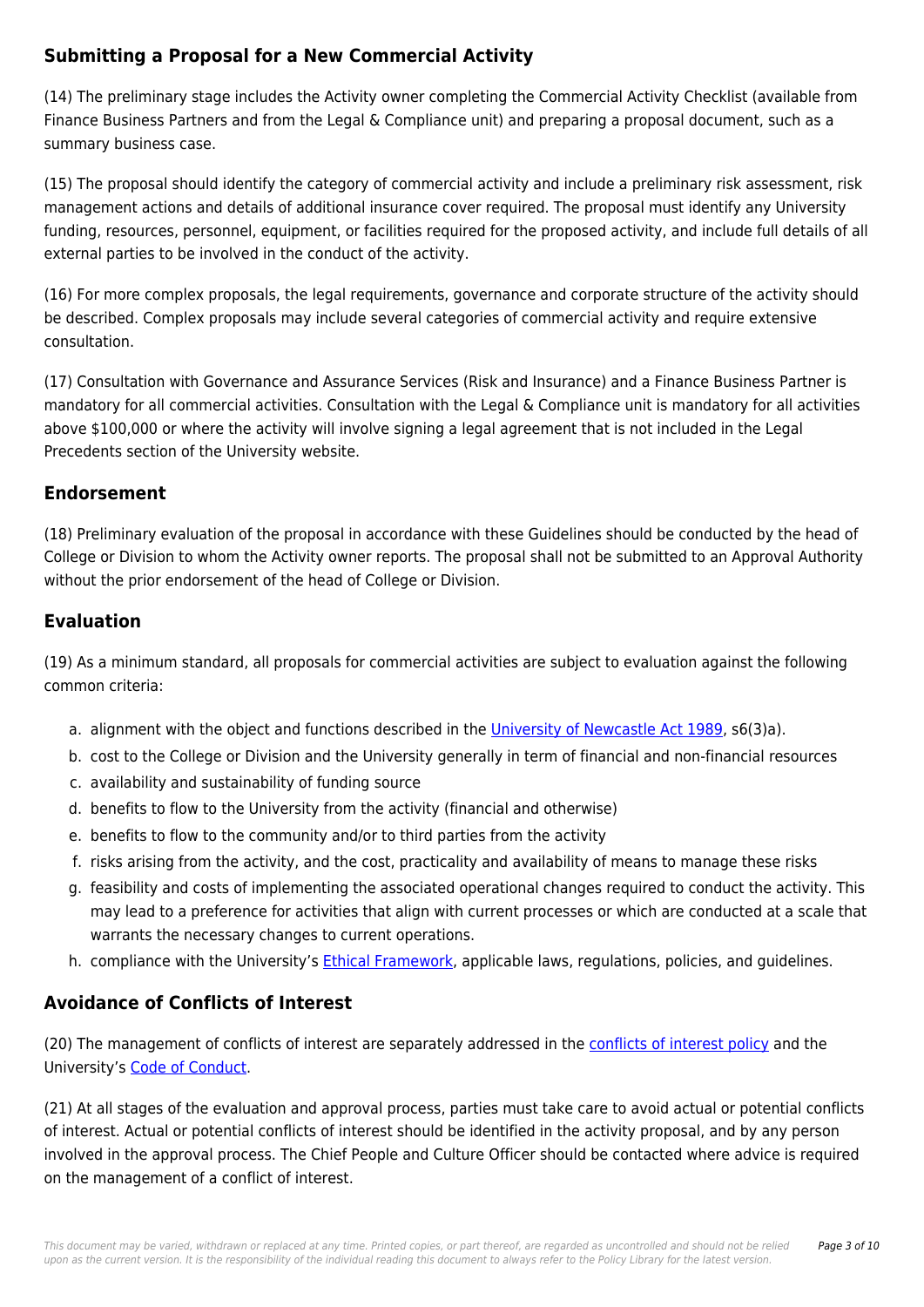## Submitting a Proposal for a New Commercial Activity

(14) The preliminary stage includes the Activity owner completing the Commercial Activity Checklist (available from Finance Business Partners and from the Legal & Compliance unit) and preparing a proposal document, such as a summary business case.

(15) The proposal should identify the category of commercial activity and include a preliminary risk assessment, risk management actions and details of additional insurance cover required. The proposal must identify any University funding, resources, personnel, equipment, or facilities required for the proposed activity, and include full details of all external parties to be involved in the conduct of the activity.

(16) For more complex proposals, the legal requirements, governance and corporate structure of the activity should be described. Complex proposals may include several categories of commercial activity and require extensive consultation.

(17) Consultation with Governance and Assurance Services (Risk and Insurance) and a Finance Business Partner is mandatory for all commercial activities. Consultation with the Legal & Compliance unit is mandatory for all activities above $100,000 or where the activity will involve signing a legal agreement that is not included in the Legal Precedents section of the University website.

## Endorsement

(18) Preliminary evaluation of the proposal in accordance with these Guidelines should be conducted by the head of College or Division to whom the Activity owner reports. The proposal shall not be submitted to an Approval Authority without the prior endorsement of the head of College or Division.

## Evaluation

(19) As a minimum standard, all proposals for commercial activities are subject to evaluation against the following common criteria:

a. alignment with the object and functions described in the University of Newcastle Act 1989, s6(3)a).
b. cost to the College or Division and the University generally in term of financial and non-financial resources
c. availability and sustainability of funding source
d. benefits to flow to the University from the activity (financial and otherwise)
e. benefits to flow to the community and/or to third parties from the activity
f. risks arising from the activity, and the cost, practicality and availability of means to manage these risks
g. feasibility and costs of implementing the associated operational changes required to conduct the activity. This may lead to a preference for activities that align with current processes or which are conducted at a scale that warrants the necessary changes to current operations.
h. compliance with the University's Ethical Framework, applicable laws, regulations, policies, and guidelines.

## Avoidance of Conflicts of Interest

(20) The management of conflicts of interest are separately addressed in the conflicts of interest policy and the University's Code of Conduct.

(21) At all stages of the evaluation and approval process, parties must take care to avoid actual or potential conflicts of interest. Actual or potential conflicts of interest should be identified in the activity proposal, and by any person involved in the approval process. The Chief People and Culture Officer should be contacted where advice is required on the management of a conflict of interest.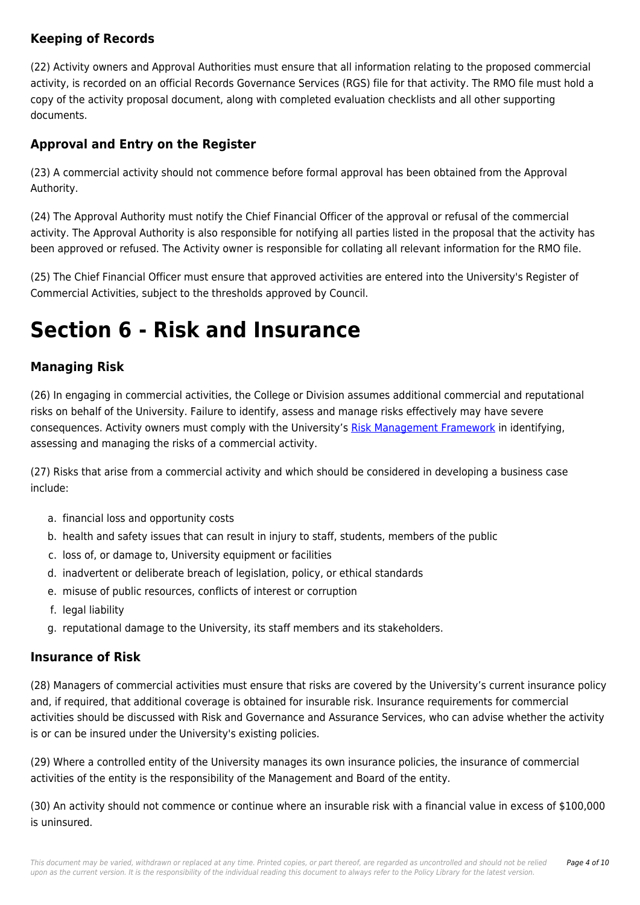### Keeping of Records

(22) Activity owners and Approval Authorities must ensure that all information relating to the proposed commercial activity, is recorded on an official Records Governance Services (RGS) file for that activity. The RMO file must hold a copy of the activity proposal document, along with completed evaluation checklists and all other supporting documents.

### Approval and Entry on the Register

(23) A commercial activity should not commence before formal approval has been obtained from the Approval Authority.

(24) The Approval Authority must notify the Chief Financial Officer of the approval or refusal of the commercial activity. The Approval Authority is also responsible for notifying all parties listed in the proposal that the activity has been approved or refused. The Activity owner is responsible for collating all relevant information for the RMO file.

(25) The Chief Financial Officer must ensure that approved activities are entered into the University's Register of Commercial Activities, subject to the thresholds approved by Council.

# Section 6 - Risk and Insurance

### Managing Risk

(26) In engaging in commercial activities, the College or Division assumes additional commercial and reputational risks on behalf of the University. Failure to identify, assess and manage risks effectively may have severe consequences. Activity owners must comply with the University's Risk Management Framework in identifying, assessing and managing the risks of a commercial activity.

(27) Risks that arise from a commercial activity and which should be considered in developing a business case include:

a. financial loss and opportunity costs
b. health and safety issues that can result in injury to staff, students, members of the public
c. loss of, or damage to, University equipment or facilities
d. inadvertent or deliberate breach of legislation, policy, or ethical standards
e. misuse of public resources, conflicts of interest or corruption
f. legal liability
g. reputational damage to the University, its staff members and its stakeholders.

### Insurance of Risk

(28) Managers of commercial activities must ensure that risks are covered by the University's current insurance policy and, if required, that additional coverage is obtained for insurable risk. Insurance requirements for commercial activities should be discussed with Risk and Governance and Assurance Services, who can advise whether the activity is or can be insured under the University's existing policies.

(29) Where a controlled entity of the University manages its own insurance policies, the insurance of commercial activities of the entity is the responsibility of the Management and Board of the entity.

(30) An activity should not commence or continue where an insurable risk with a financial value in excess of $100,000 is uninsured.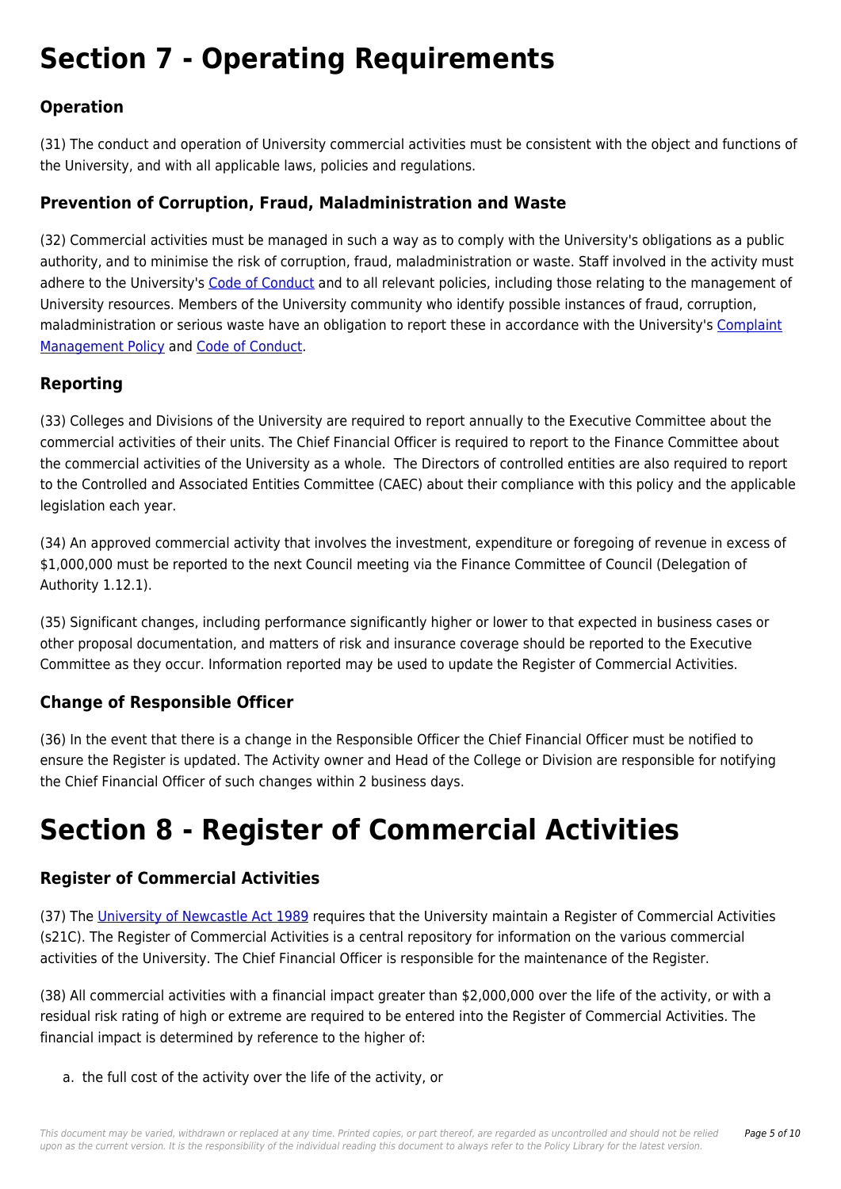# Section 7 - Operating Requirements

## Operation

(31) The conduct and operation of University commercial activities must be consistent with the object and functions of the University, and with all applicable laws, policies and regulations.

## Prevention of Corruption, Fraud, Maladministration and Waste

(32) Commercial activities must be managed in such a way as to comply with the University's obligations as a public authority, and to minimise the risk of corruption, fraud, maladministration or waste. Staff involved in the activity must adhere to the University's Code of Conduct and to all relevant policies, including those relating to the management of University resources. Members of the University community who identify possible instances of fraud, corruption, maladministration or serious waste have an obligation to report these in accordance with the University's Complaint Management Policy and Code of Conduct.

## Reporting

(33) Colleges and Divisions of the University are required to report annually to the Executive Committee about the commercial activities of their units. The Chief Financial Officer is required to report to the Finance Committee about the commercial activities of the University as a whole. The Directors of controlled entities are also required to report to the Controlled and Associated Entities Committee (CAEC) about their compliance with this policy and the applicable legislation each year.

(34) An approved commercial activity that involves the investment, expenditure or foregoing of revenue in excess of $1,000,000 must be reported to the next Council meeting via the Finance Committee of Council (Delegation of Authority 1.12.1).

(35) Significant changes, including performance significantly higher or lower to that expected in business cases or other proposal documentation, and matters of risk and insurance coverage should be reported to the Executive Committee as they occur. Information reported may be used to update the Register of Commercial Activities.

## Change of Responsible Officer

(36) In the event that there is a change in the Responsible Officer the Chief Financial Officer must be notified to ensure the Register is updated. The Activity owner and Head of the College or Division are responsible for notifying the Chief Financial Officer of such changes within 2 business days.

# Section 8 - Register of Commercial Activities

## Register of Commercial Activities

(37) The University of Newcastle Act 1989 requires that the University maintain a Register of Commercial Activities (s21C). The Register of Commercial Activities is a central repository for information on the various commercial activities of the University. The Chief Financial Officer is responsible for the maintenance of the Register.

(38) All commercial activities with a financial impact greater than $2,000,000 over the life of the activity, or with a residual risk rating of high or extreme are required to be entered into the Register of Commercial Activities. The financial impact is determined by reference to the higher of:

a. the full cost of the activity over the life of the activity, or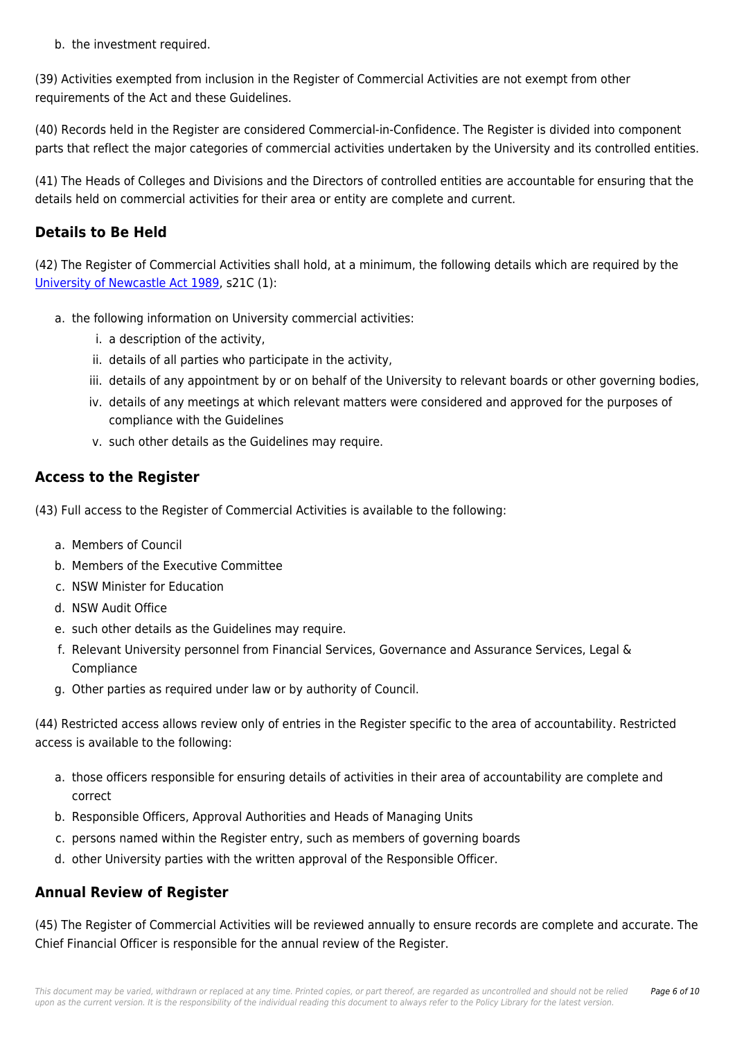b. the investment required.

(39) Activities exempted from inclusion in the Register of Commercial Activities are not exempt from other requirements of the Act and these Guidelines.

(40) Records held in the Register are considered Commercial-in-Confidence. The Register is divided into component parts that reflect the major categories of commercial activities undertaken by the University and its controlled entities.

(41) The Heads of Colleges and Divisions and the Directors of controlled entities are accountable for ensuring that the details held on commercial activities for their area or entity are complete and current.

## Details to Be Held

(42) The Register of Commercial Activities shall hold, at a minimum, the following details which are required by the University of Newcastle Act 1989, s21C (1):

a. the following information on University commercial activities:
    i. a description of the activity,
    ii. details of all parties who participate in the activity,
    iii. details of any appointment by or on behalf of the University to relevant boards or other governing bodies,
    iv. details of any meetings at which relevant matters were considered and approved for the purposes of compliance with the Guidelines
    v. such other details as the Guidelines may require.

## Access to the Register

(43) Full access to the Register of Commercial Activities is available to the following:

a. Members of Council
b. Members of the Executive Committee
c. NSW Minister for Education
d. NSW Audit Office
e. such other details as the Guidelines may require.
f. Relevant University personnel from Financial Services, Governance and Assurance Services, Legal & Compliance
g. Other parties as required under law or by authority of Council.

(44) Restricted access allows review only of entries in the Register specific to the area of accountability. Restricted access is available to the following:

a. those officers responsible for ensuring details of activities in their area of accountability are complete and correct
b. Responsible Officers, Approval Authorities and Heads of Managing Units
c. persons named within the Register entry, such as members of governing boards
d. other University parties with the written approval of the Responsible Officer.

## Annual Review of Register

(45) The Register of Commercial Activities will be reviewed annually to ensure records are complete and accurate. The Chief Financial Officer is responsible for the annual review of the Register.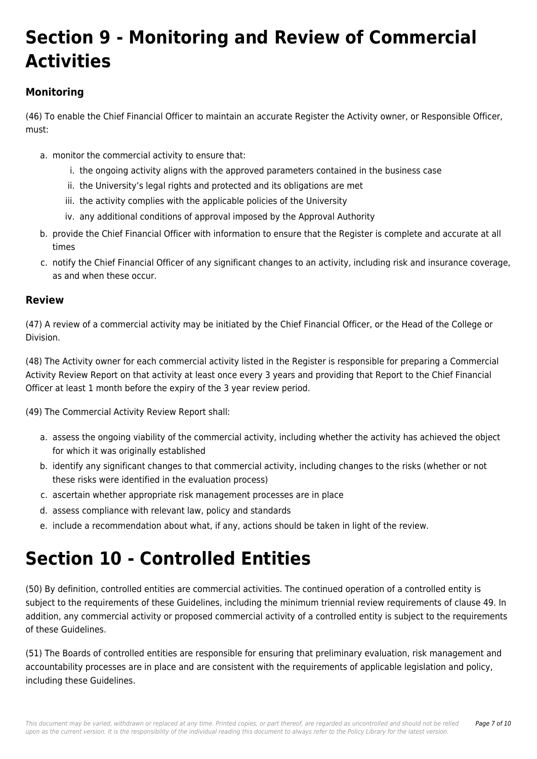# Section 9 - Monitoring and Review of Commercial Activities

### Monitoring

(46) To enable the Chief Financial Officer to maintain an accurate Register the Activity owner, or Responsible Officer, must:

a. monitor the commercial activity to ensure that:
   i. the ongoing activity aligns with the approved parameters contained in the business case
   ii. the University's legal rights and protected and its obligations are met
   iii. the activity complies with the applicable policies of the University
   iv. any additional conditions of approval imposed by the Approval Authority
b. provide the Chief Financial Officer with information to ensure that the Register is complete and accurate at all times
c. notify the Chief Financial Officer of any significant changes to an activity, including risk and insurance coverage, as and when these occur.

### Review

(47) A review of a commercial activity may be initiated by the Chief Financial Officer, or the Head of the College or Division.

(48) The Activity owner for each commercial activity listed in the Register is responsible for preparing a Commercial Activity Review Report on that activity at least once every 3 years and providing that Report to the Chief Financial Officer at least 1 month before the expiry of the 3 year review period.

(49) The Commercial Activity Review Report shall:

a. assess the ongoing viability of the commercial activity, including whether the activity has achieved the object for which it was originally established
b. identify any significant changes to that commercial activity, including changes to the risks (whether or not these risks were identified in the evaluation process)
c. ascertain whether appropriate risk management processes are in place
d. assess compliance with relevant law, policy and standards
e. include a recommendation about what, if any, actions should be taken in light of the review.

# Section 10 - Controlled Entities

(50) By definition, controlled entities are commercial activities. The continued operation of a controlled entity is subject to the requirements of these Guidelines, including the minimum triennial review requirements of clause 49. In addition, any commercial activity or proposed commercial activity of a controlled entity is subject to the requirements of these Guidelines.

(51) The Boards of controlled entities are responsible for ensuring that preliminary evaluation, risk management and accountability processes are in place and are consistent with the requirements of applicable legislation and policy, including these Guidelines.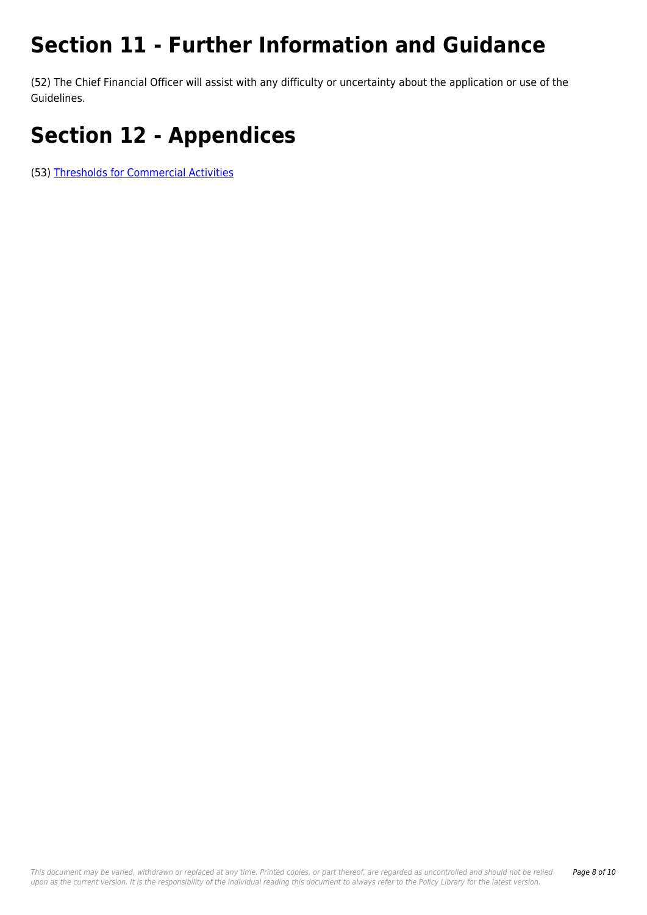# Section 11 - Further Information and Guidance

(52) The Chief Financial Officer will assist with any difficulty or uncertainty about the application or use of the Guidelines.

# Section 12 - Appendices

(53) Thresholds for Commercial Activities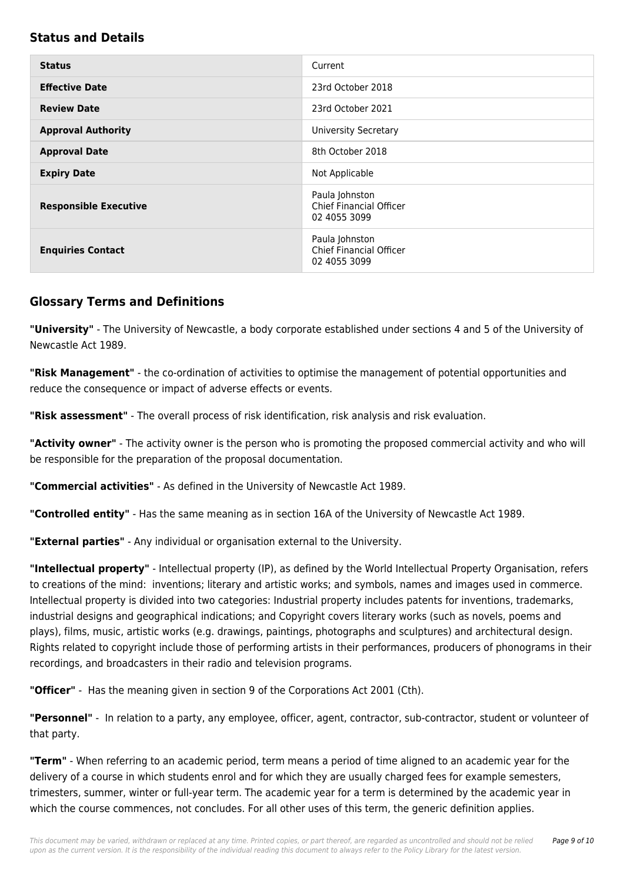## Status and Details

| Status | Current |
|---|---|
| **Effective Date** | 23rd October 2018 |
| **Review Date** | 23rd October 2021 |
| **Approval Authority** | University Secretary |
| **Approval Date** | 8th October 2018 |
| **Expiry Date** | Not Applicable |
| **Responsible Executive** | Paula Johnston<br>Chief Financial Officer<br>02 4055 3099 |
| **Enquiries Contact** | Paula Johnston<br>Chief Financial Officer<br>02 4055 3099 |

## Glossary Terms and Definitions

**"University"** - The University of Newcastle, a body corporate established under sections 4 and 5 of the University of Newcastle Act 1989.

**"Risk Management"** - the co-ordination of activities to optimise the management of potential opportunities and reduce the consequence or impact of adverse effects or events.

**"Risk assessment"** - The overall process of risk identification, risk analysis and risk evaluation.

**"Activity owner"** - The activity owner is the person who is promoting the proposed commercial activity and who will be responsible for the preparation of the proposal documentation.

**"Commercial activities"** - As defined in the University of Newcastle Act 1989.

**"Controlled entity"** - Has the same meaning as in section 16A of the University of Newcastle Act 1989.

**"External parties"** - Any individual or organisation external to the University.

**"Intellectual property"** - Intellectual property (IP), as defined by the World Intellectual Property Organisation, refers to creations of the mind: inventions; literary and artistic works; and symbols, names and images used in commerce. Intellectual property is divided into two categories: Industrial property includes patents for inventions, trademarks, industrial designs and geographical indications; and Copyright covers literary works (such as novels, poems and plays), films, music, artistic works (e.g. drawings, paintings, photographs and sculptures) and architectural design. Rights related to copyright include those of performing artists in their performances, producers of phonograms in their recordings, and broadcasters in their radio and television programs.

**"Officer"** - Has the meaning given in section 9 of the Corporations Act 2001 (Cth).

**"Personnel"** - In relation to a party, any employee, officer, agent, contractor, sub-contractor, student or volunteer of that party.

**"Term"** - When referring to an academic period, term means a period of time aligned to an academic year for the delivery of a course in which students enrol and for which they are usually charged fees for example semesters, trimesters, summer, winter or full-year term. The academic year for a term is determined by the academic year in which the course commences, not concludes. For all other uses of this term, the generic definition applies.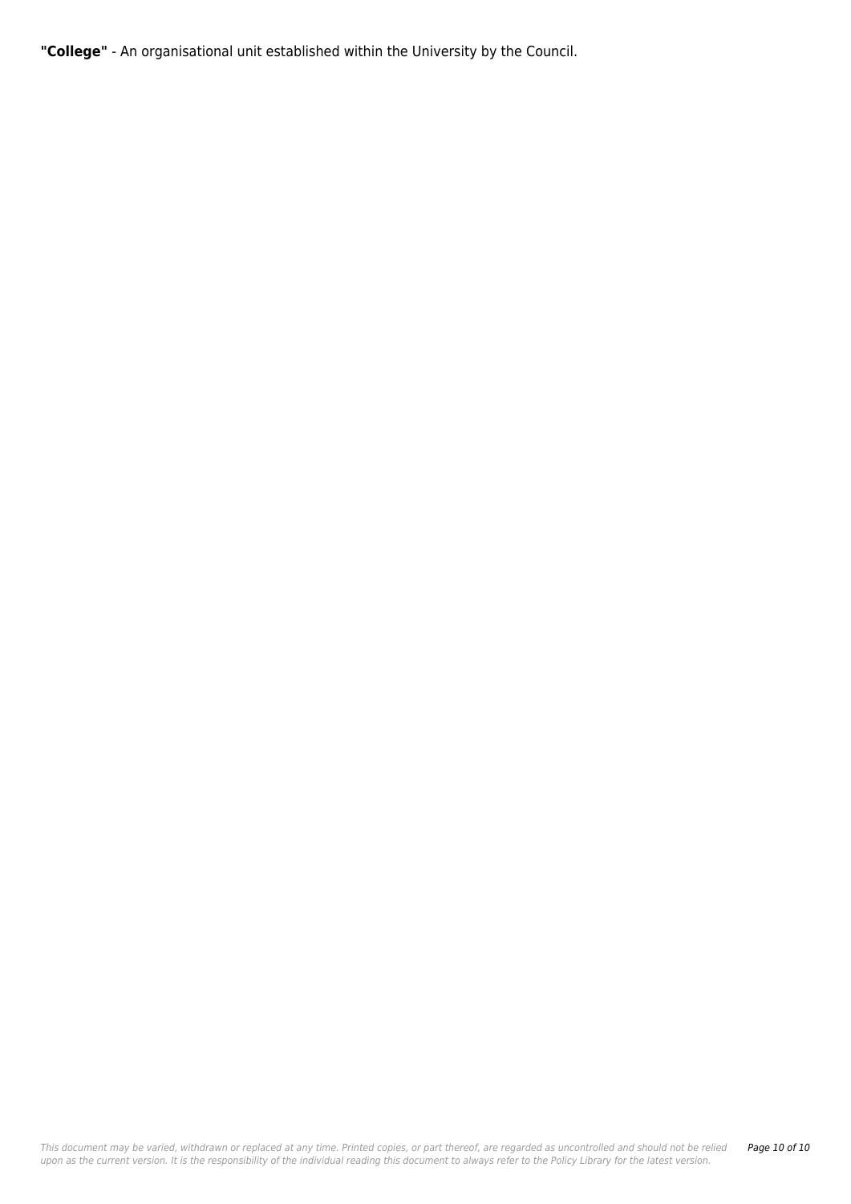**"College"** - An organisational unit established within the University by the Council.